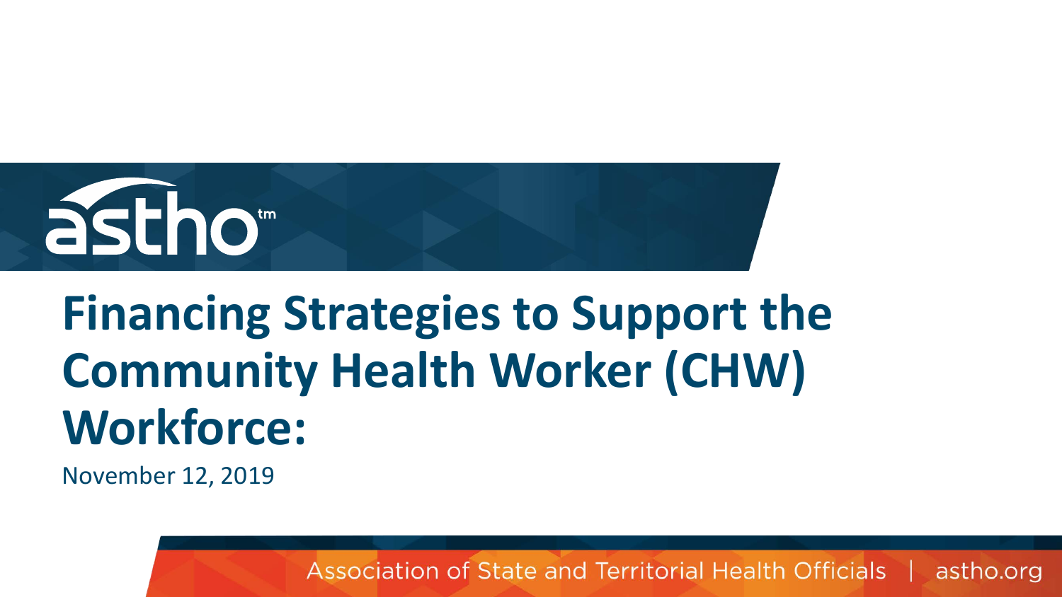astho

# Financing Strategies to Support the Community Health Worker (CHW) Workforce:

November 12, 2019

Association of State and Territorial Health Officials | astho.org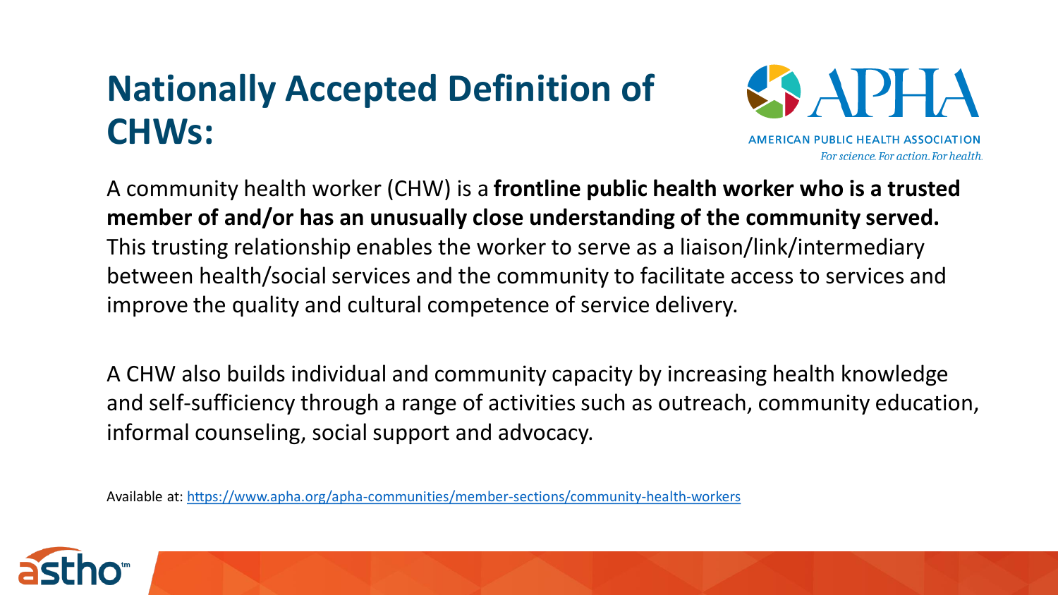# Nationally Accepted Definition of CHWs:

AMERICAN PUBLIC HEALTH ASSOCIATION
*For science. For action. For health.*

A community health worker (CHW) is a **frontline public health worker who is a trusted member of and/or has an unusually close understanding of the community served.** This trusting relationship enables the worker to serve as a liaison/link/intermediary between health/social services and the community to facilitate access to services and improve the quality and cultural competence of service delivery.

A CHW also builds individual and community capacity by increasing health knowledge and self-sufficiency through a range of activities such as outreach, community education, informal counseling, social support and advocacy.

Available at: https://www.apha.org/apha-communities/member-sections/community-health-workers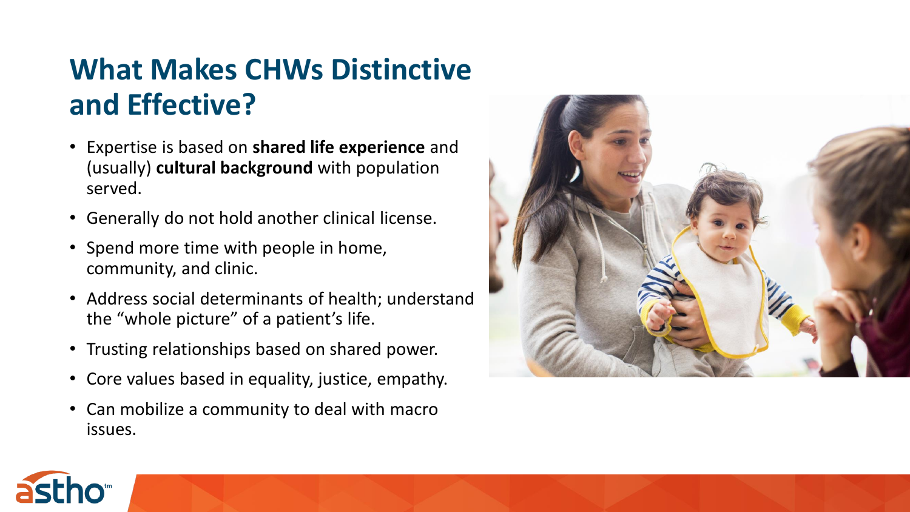# What Makes CHWs Distinctive and Effective?

- Expertise is based on **shared life experience** and (usually) **cultural background** with population served.
- Generally do not hold another clinical license.
- Spend more time with people in home, community, and clinic.
- Address social determinants of health; understand the "whole picture" of a patient's life.
- Trusting relationships based on shared power.
- Core values based in equality, justice, empathy.
- Can mobilize a community to deal with macro issues.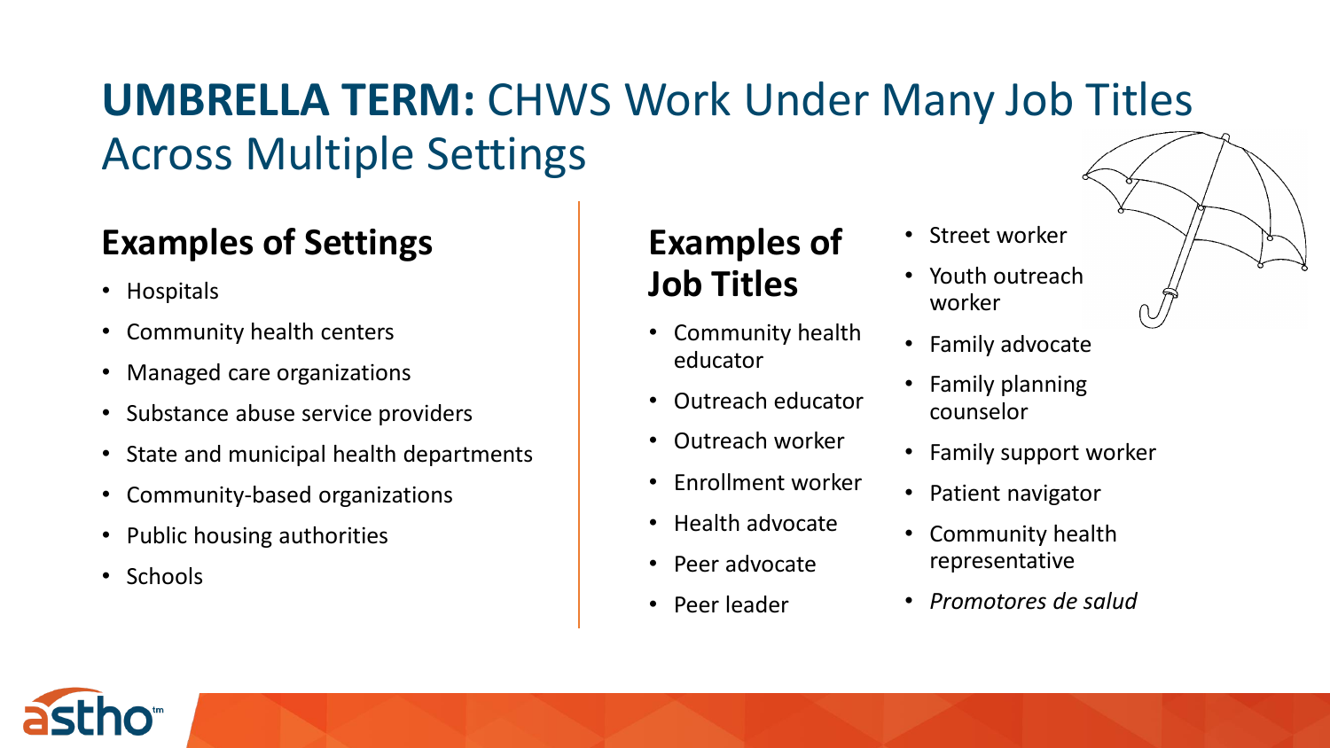# **UMBRELLA TERM:** CHWS Work Under Many Job Titles Across Multiple Settings

## Examples of Settings

- Hospitals
- Community health centers
- Managed care organizations
- Substance abuse service providers
- State and municipal health departments
- Community-based organizations
- Public housing authorities
- Schools

## Examples of Job Titles

- Community health educator
- Outreach educator
- Outreach worker
- Enrollment worker
- Health advocate
- Peer advocate
- Peer leader
- Street worker
- Youth outreach worker
- Family advocate
- Family planning counselor
- Family support worker
- Patient navigator
- Community health representative
- *Promotores de salud*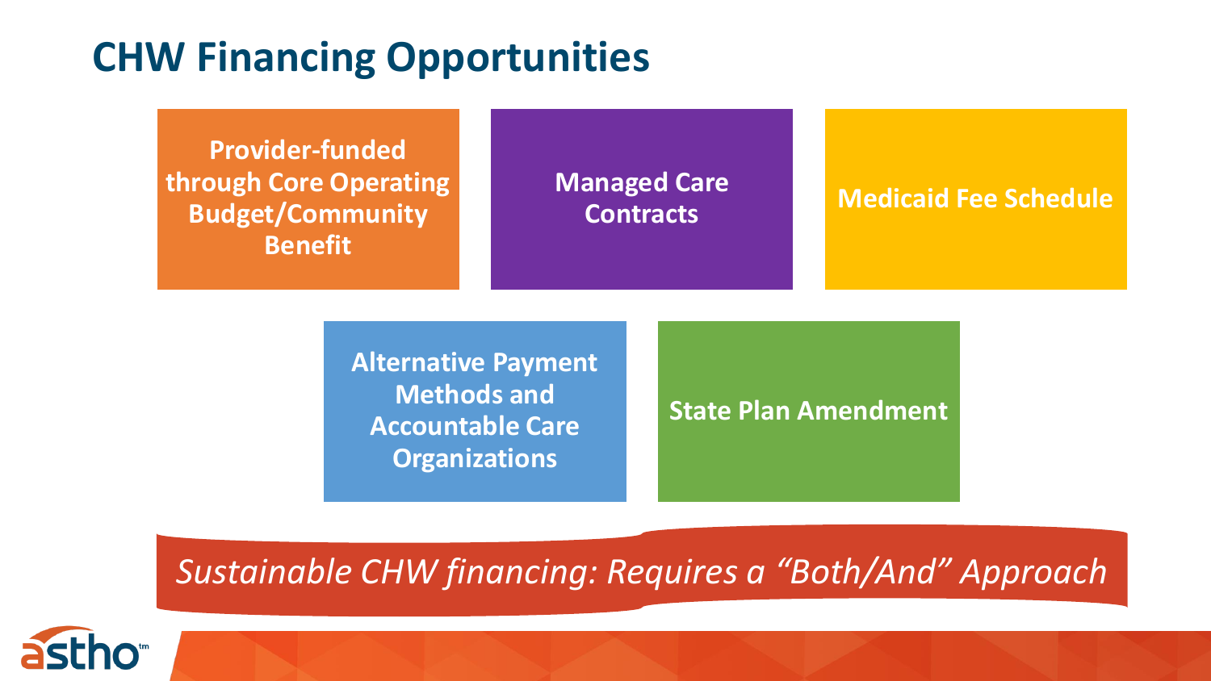# CHW Financing Opportunities

- Provider-funded through Core Operating Budget/Community Benefit
- Managed Care Contracts
- Medicaid Fee Schedule
- Alternative Payment Methods and Accountable Care Organizations
- State Plan Amendment

*Sustainable CHW financing: Requires a "Both/And" Approach*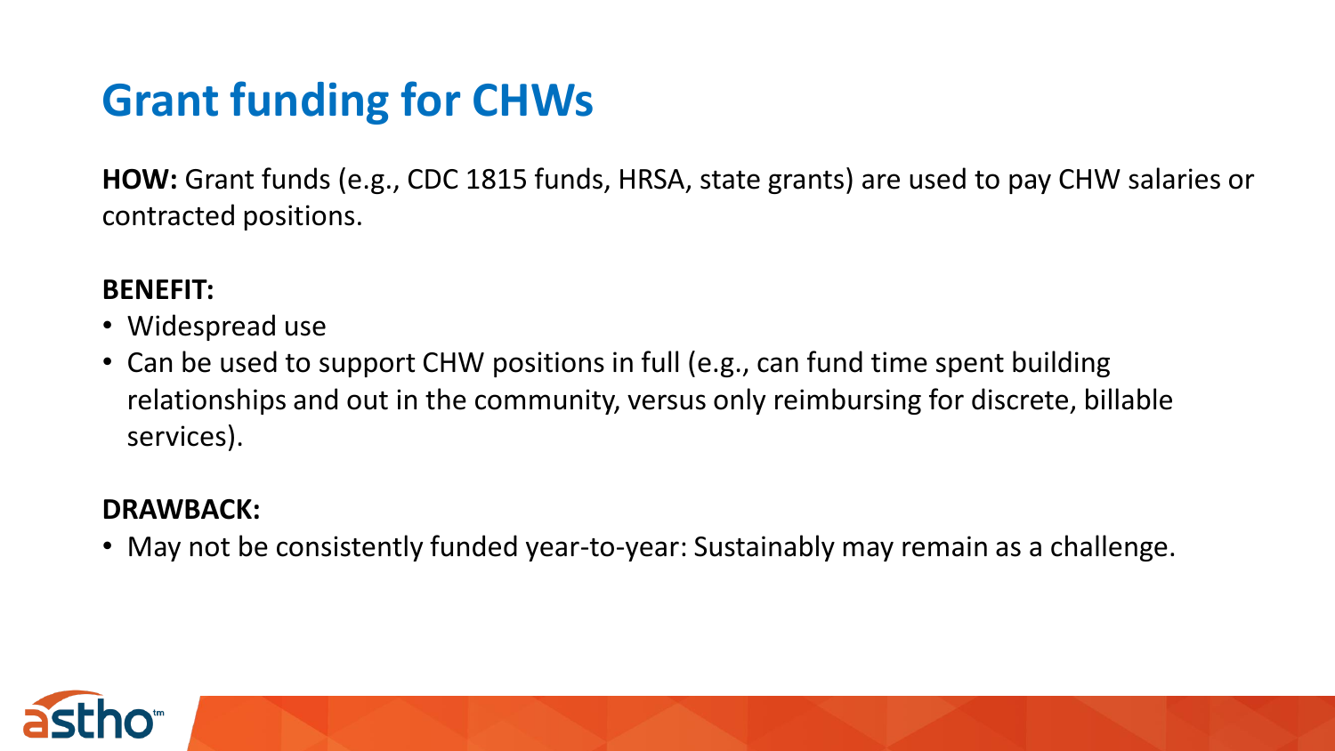# Grant funding for CHWs

**HOW:** Grant funds (e.g., CDC 1815 funds, HRSA, state grants) are used to pay CHW salaries or contracted positions.

**BENEFIT:**

- Widespread use
- Can be used to support CHW positions in full (e.g., can fund time spent building relationships and out in the community, versus only reimbursing for discrete, billable services).

**DRAWBACK:**

- May not be consistently funded year-to-year: Sustainably may remain as a challenge.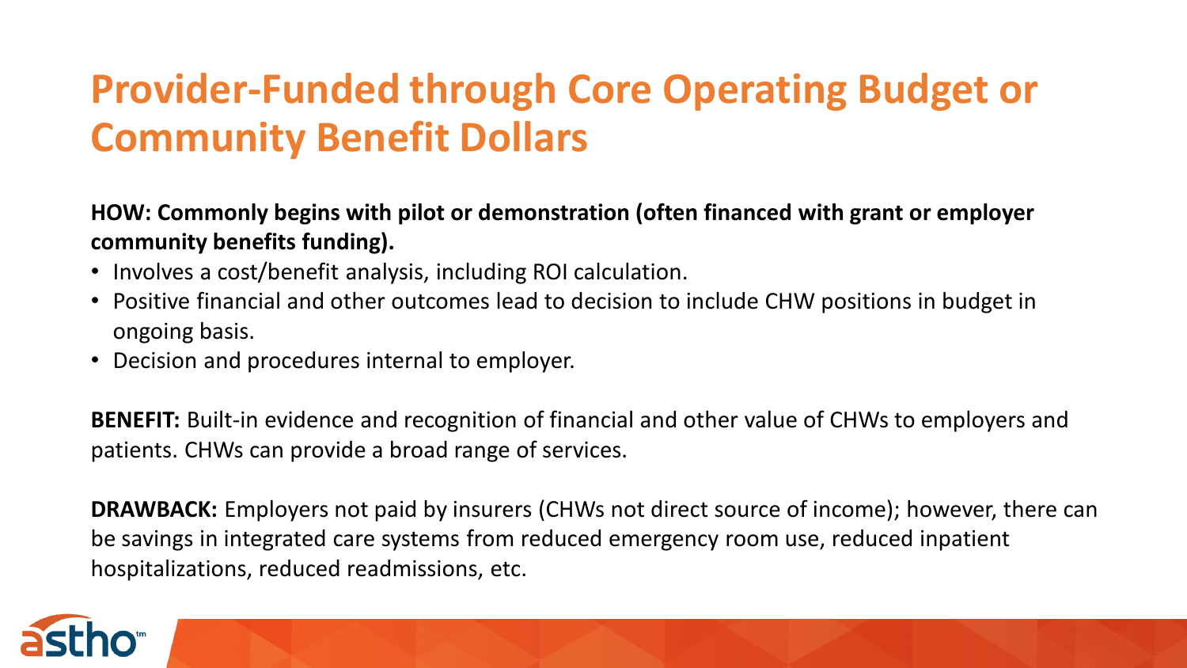# Provider-Funded through Core Operating Budget or Community Benefit Dollars

**HOW: Commonly begins with pilot or demonstration (often financed with grant or employer community benefits funding).**

- Involves a cost/benefit analysis, including ROI calculation.
- Positive financial and other outcomes lead to decision to include CHW positions in budget in ongoing basis.
- Decision and procedures internal to employer.

**BENEFIT:** Built-in evidence and recognition of financial and other value of CHWs to employers and patients. CHWs can provide a broad range of services.

**DRAWBACK:** Employers not paid by insurers (CHWs not direct source of income); however, there can be savings in integrated care systems from reduced emergency room use, reduced inpatient hospitalizations, reduced readmissions, etc.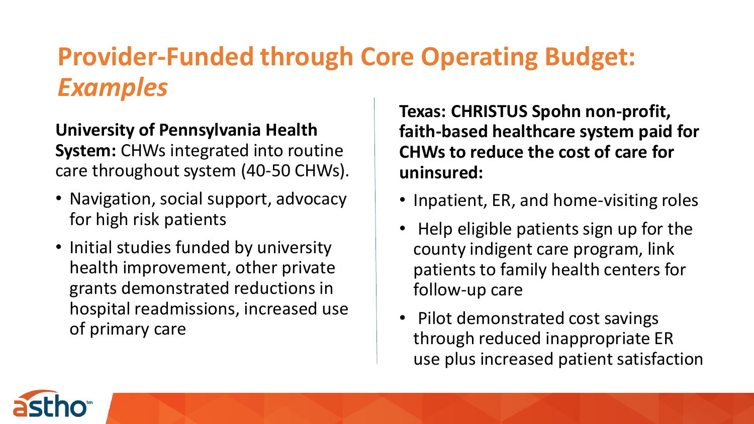# Provider-Funded through Core Operating Budget: *Examples*

**University of Pennsylvania Health System:** CHWs integrated into routine care throughout system (40-50 CHWs).

- Navigation, social support, advocacy for high risk patients
- Initial studies funded by university health improvement, other private grants demonstrated reductions in hospital readmissions, increased use of primary care

**Texas: CHRISTUS Spohn non-profit, faith-based healthcare system paid for CHWs to reduce the cost of care for uninsured:**

- Inpatient, ER, and home-visiting roles
- Help eligible patients sign up for the county indigent care program, link patients to family health centers for follow-up care
- Pilot demonstrated cost savings through reduced inappropriate ER use plus increased patient satisfaction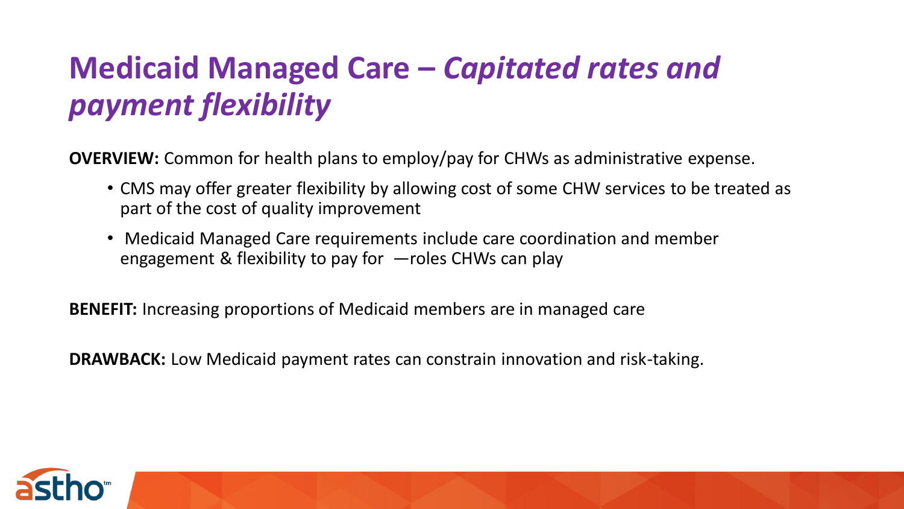# Medicaid Managed Care – *Capitated rates and payment flexibility*

**OVERVIEW:** Common for health plans to employ/pay for CHWs as administrative expense.

- CMS may offer greater flexibility by allowing cost of some CHW services to be treated as part of the cost of quality improvement
- Medicaid Managed Care requirements include care coordination and member engagement & flexibility to pay for —roles CHWs can play

**BENEFIT:** Increasing proportions of Medicaid members are in managed care

**DRAWBACK:** Low Medicaid payment rates can constrain innovation and risk-taking.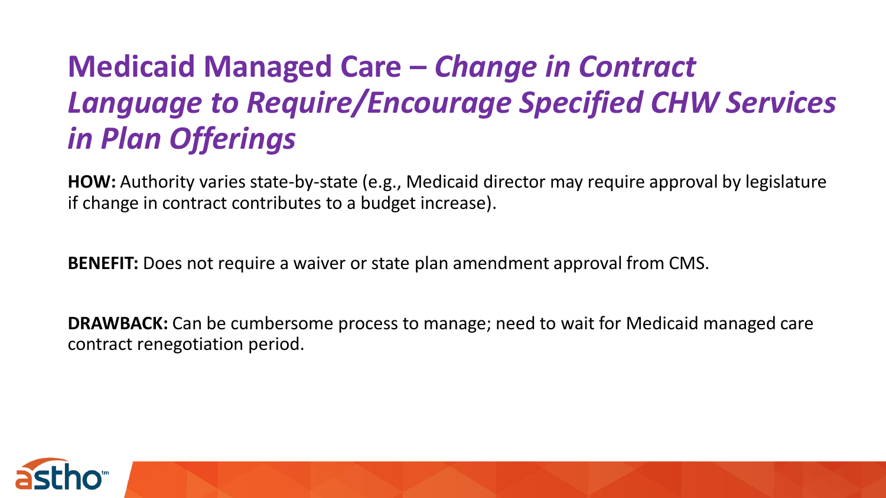# Medicaid Managed Care – *Change in Contract Language to Require/Encourage Specified CHW Services in Plan Offerings*

**HOW:** Authority varies state-by-state (e.g., Medicaid director may require approval by legislature if change in contract contributes to a budget increase).

**BENEFIT:** Does not require a waiver or state plan amendment approval from CMS.

**DRAWBACK:** Can be cumbersome process to manage; need to wait for Medicaid managed care contract renegotiation period.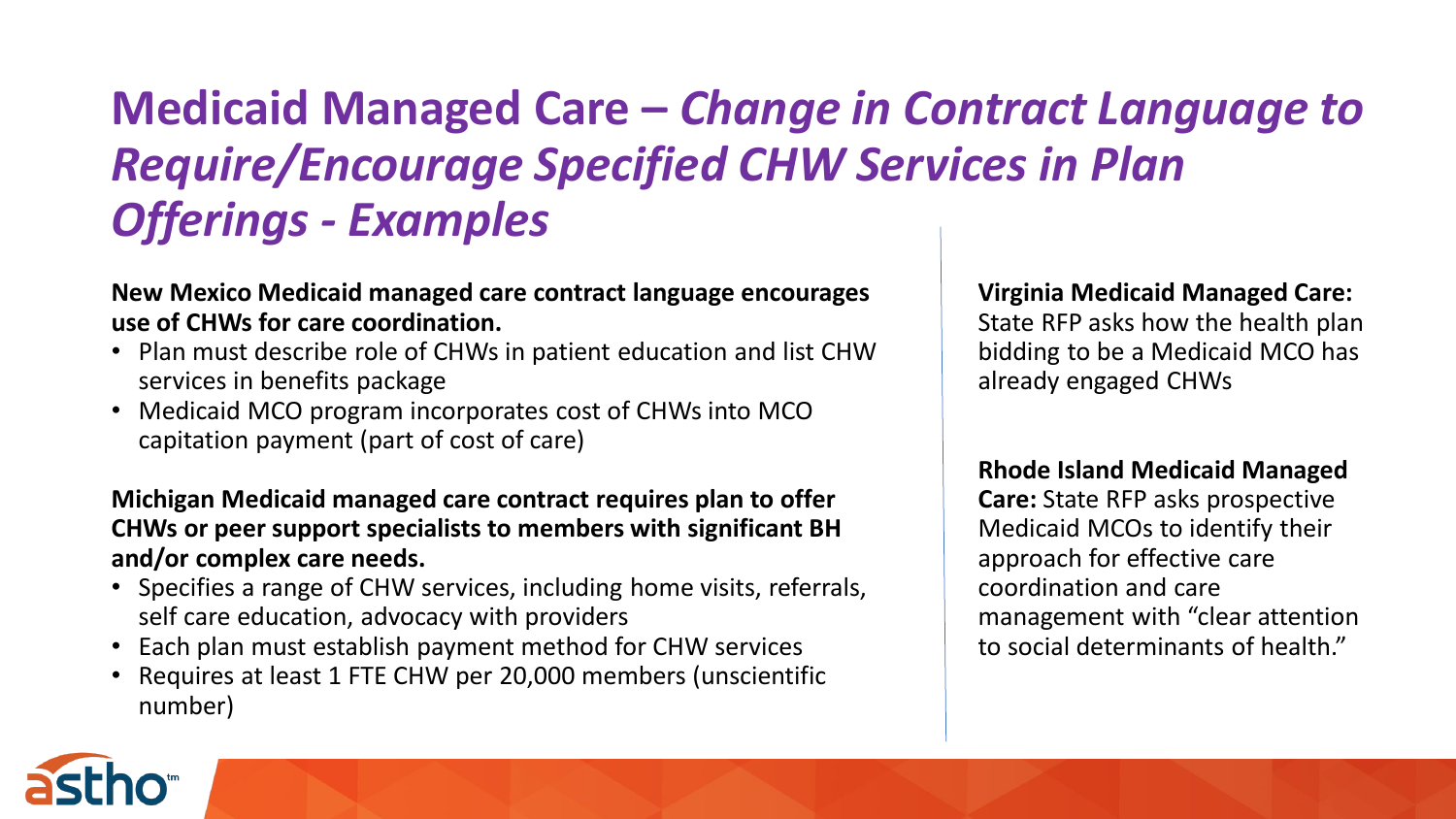# Medicaid Managed Care – *Change in Contract Language to Require/Encourage Specified CHW Services in Plan Offerings - Examples*

**New Mexico Medicaid managed care contract language encourages use of CHWs for care coordination.**

- Plan must describe role of CHWs in patient education and list CHW services in benefits package
- Medicaid MCO program incorporates cost of CHWs into MCO capitation payment (part of cost of care)

**Michigan Medicaid managed care contract requires plan to offer CHWs or peer support specialists to members with significant BH and/or complex care needs.**

- Specifies a range of CHW services, including home visits, referrals, self care education, advocacy with providers
- Each plan must establish payment method for CHW services
- Requires at least 1 FTE CHW per 20,000 members (unscientific number)

**Virginia Medicaid Managed Care:** State RFP asks how the health plan bidding to be a Medicaid MCO has already engaged CHWs

**Rhode Island Medicaid Managed Care:** State RFP asks prospective Medicaid MCOs to identify their approach for effective care coordination and care management with "clear attention to social determinants of health."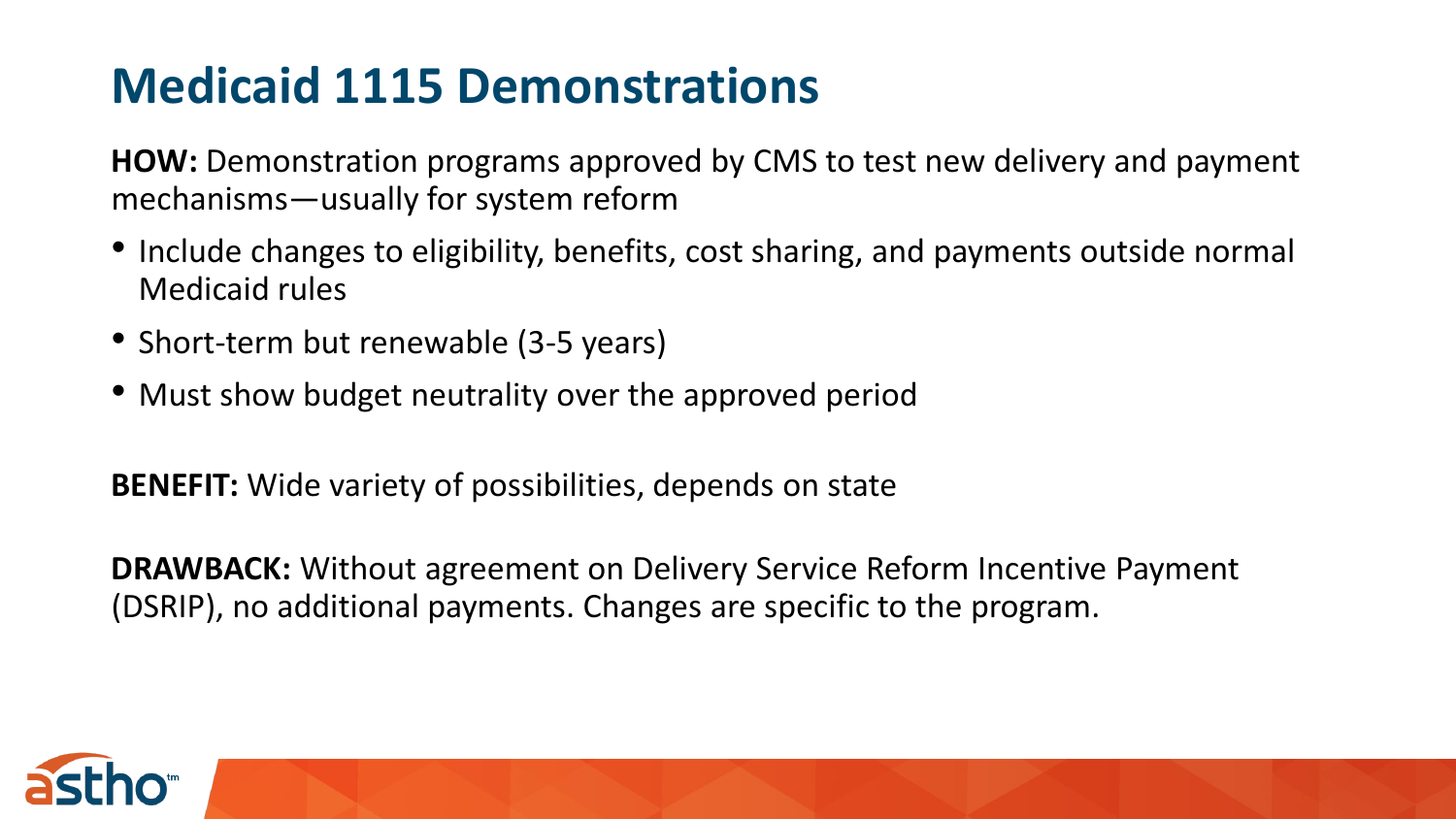# Medicaid 1115 Demonstrations

**HOW:** Demonstration programs approved by CMS to test new delivery and payment mechanisms—usually for system reform

- Include changes to eligibility, benefits, cost sharing, and payments outside normal Medicaid rules
- Short-term but renewable (3-5 years)
- Must show budget neutrality over the approved period

**BENEFIT:** Wide variety of possibilities, depends on state

**DRAWBACK:** Without agreement on Delivery Service Reform Incentive Payment (DSRIP), no additional payments. Changes are specific to the program.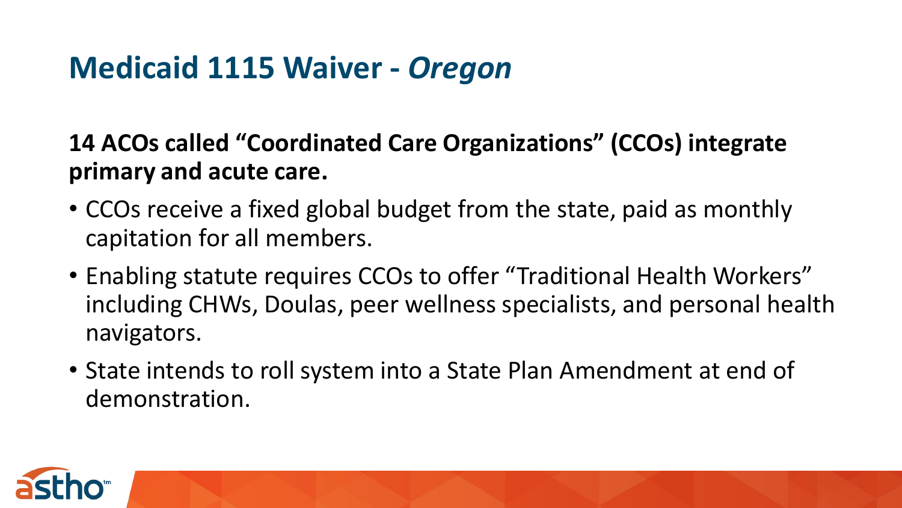# Medicaid 1115 Waiver - *Oregon*

**14 ACOs called "Coordinated Care Organizations" (CCOs) integrate primary and acute care.**

- CCOs receive a fixed global budget from the state, paid as monthly capitation for all members.
- Enabling statute requires CCOs to offer "Traditional Health Workers" including CHWs, Doulas, peer wellness specialists, and personal health navigators.
- State intends to roll system into a State Plan Amendment at end of demonstration.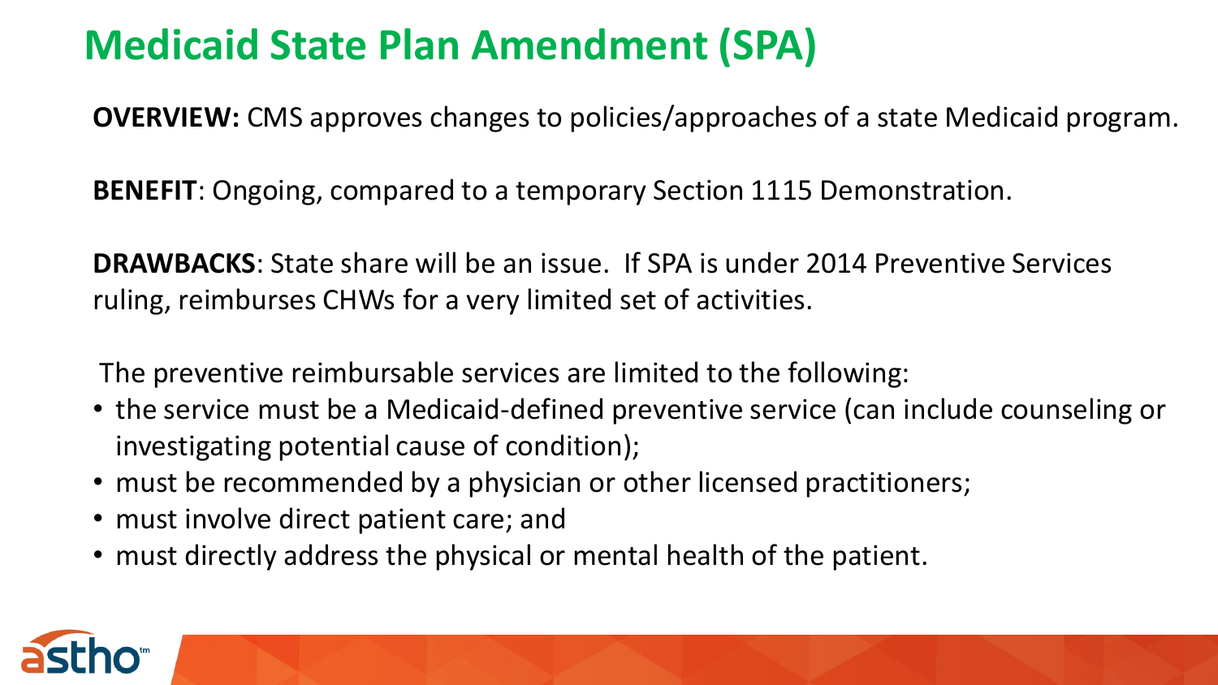# Medicaid State Plan Amendment (SPA)

**OVERVIEW:** CMS approves changes to policies/approaches of a state Medicaid program.

**BENEFIT**: Ongoing, compared to a temporary Section 1115 Demonstration.

**DRAWBACKS**: State share will be an issue. If SPA is under 2014 Preventive Services ruling, reimburses CHWs for a very limited set of activities.

The preventive reimbursable services are limited to the following:

- the service must be a Medicaid-defined preventive service (can include counseling or investigating potential cause of condition);
- must be recommended by a physician or other licensed practitioners;
- must involve direct patient care; and
- must directly address the physical or mental health of the patient.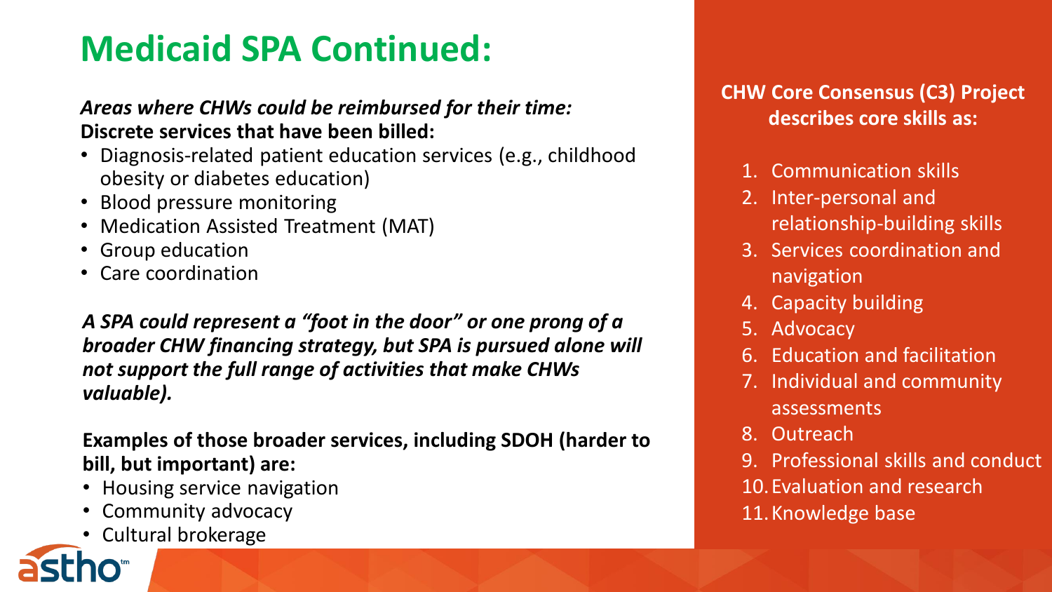# Medicaid SPA Continued:

***Areas where CHWs could be reimbursed for their time:***
**Discrete services that have been billed:**

- Diagnosis-related patient education services (e.g., childhood obesity or diabetes education)
- Blood pressure monitoring
- Medication Assisted Treatment (MAT)
- Group education
- Care coordination

***A SPA could represent a "foot in the door" or one prong of a broader CHW financing strategy, but SPA is pursued alone will not support the full range of activities that make CHWs valuable).***

**Examples of those broader services, including SDOH (harder to bill, but important) are:**

- Housing service navigation
- Community advocacy
- Cultural brokerage

**CHW Core Consensus (C3) Project describes core skills as:**

1. Communication skills
2. Inter-personal and relationship-building skills
3. Services coordination and navigation
4. Capacity building
5. Advocacy
6. Education and facilitation
7. Individual and community assessments
8. Outreach
9. Professional skills and conduct
10. Evaluation and research
11. Knowledge base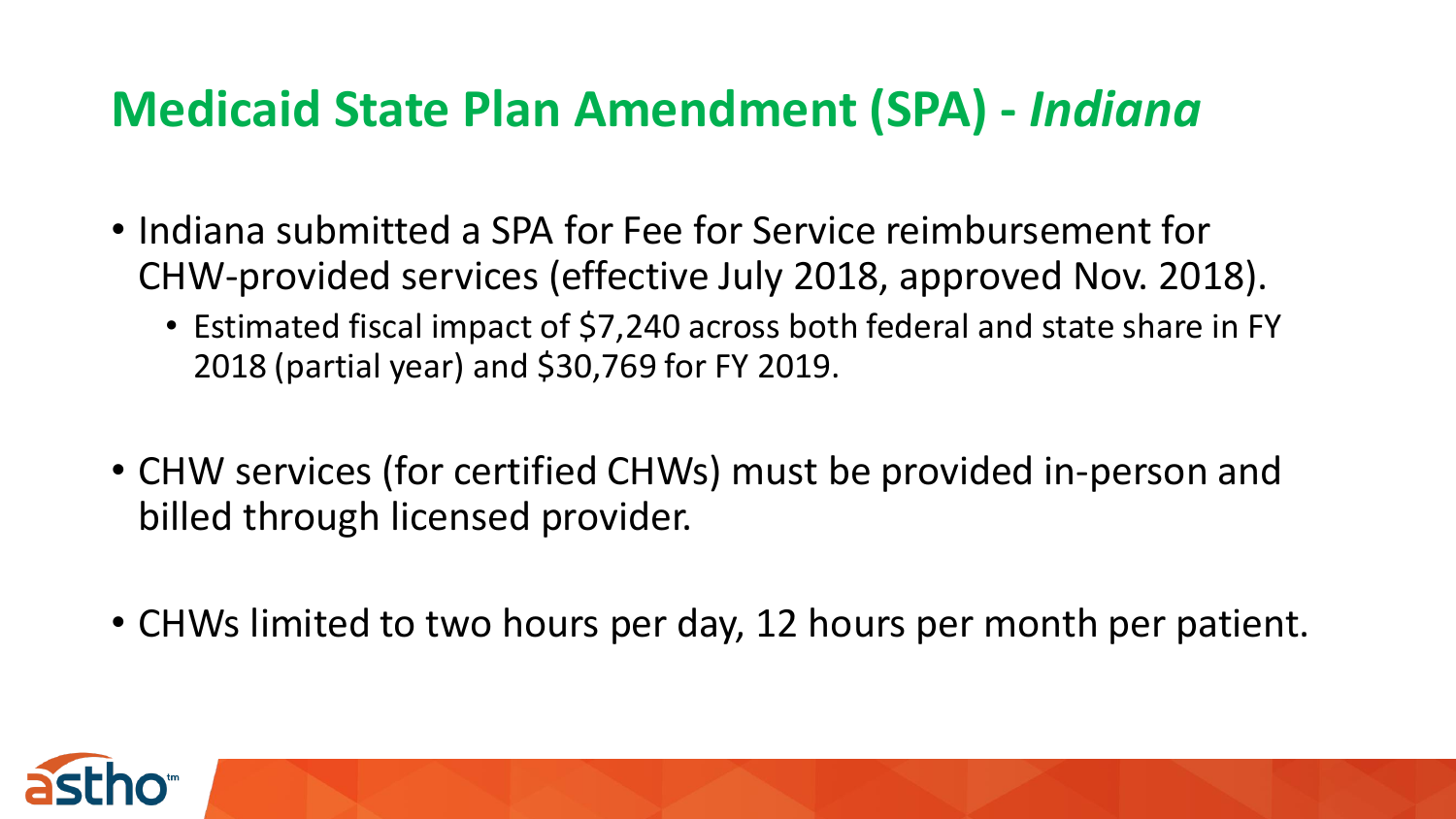# Medicaid State Plan Amendment (SPA) - *Indiana*

- Indiana submitted a SPA for Fee for Service reimbursement for CHW-provided services (effective July 2018, approved Nov. 2018).
  - Estimated fiscal impact of $7,240 across both federal and state share in FY 2018 (partial year) and $30,769 for FY 2019.
- CHW services (for certified CHWs) must be provided in-person and billed through licensed provider.
- CHWs limited to two hours per day, 12 hours per month per patient.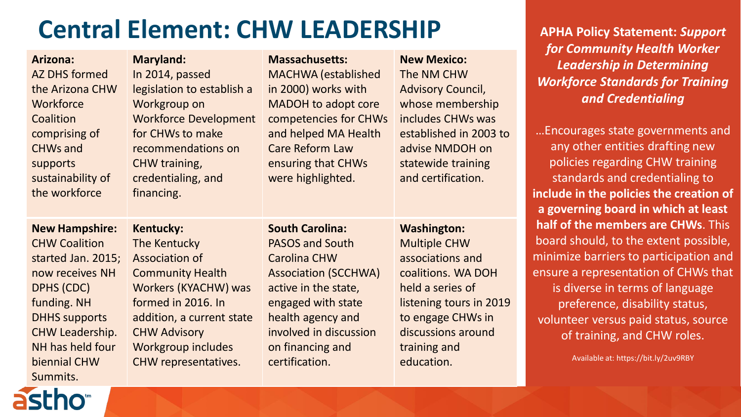# Central Element: CHW LEADERSHIP

| | | | |
|---|---|---|---|
| **Arizona:** AZ DHS formed the Arizona CHW Workforce Coalition comprising of CHWs and supports sustainability of the workforce | **Maryland:** In 2014, passed legislation to establish a Workgroup on Workforce Development for CHWs to make recommendations on CHW training, credentialing, and financing. | **Massachusetts:** MACHWA (established in 2000) works with MADOH to adopt core competencies for CHWs and helped MA Health Care Reform Law ensuring that CHWs were highlighted. | **New Mexico:** The NM CHW Advisory Council, whose membership includes CHWs was established in 2003 to advise NMDOH on statewide training and certification. |
| **New Hampshire:** CHW Coalition started Jan. 2015; now receives NH DPHS (CDC) funding. NH DHHS supports CHW Leadership. NH has held four biennial CHW Summits. | **Kentucky:** The Kentucky Association of Community Health Workers (KYACHW) was formed in 2016. In addition, a current state CHW Advisory Workgroup includes CHW representatives. | **South Carolina:** PASOS and South Carolina CHW Association (SCCHWA) active in the state, engaged with state health agency and involved in discussion on financing and certification. | **Washington:** Multiple CHW associations and coalitions. WA DOH held a series of listening tours in 2019 to engage CHWs in discussions around training and education. |

**APHA Policy Statement:** ***Support for Community Health Worker Leadership in Determining Workforce Standards for Training and Credentialing***

…Encourages state governments and any other entities drafting new policies regarding CHW training standards and credentialing to **include in the policies the creation of a governing board in which at least half of the members are CHWs**. This board should, to the extent possible, minimize barriers to participation and ensure a representation of CHWs that is diverse in terms of language preference, disability status, volunteer versus paid status, source of training, and CHW roles.

Available at: https://bit.ly/2uv9RBY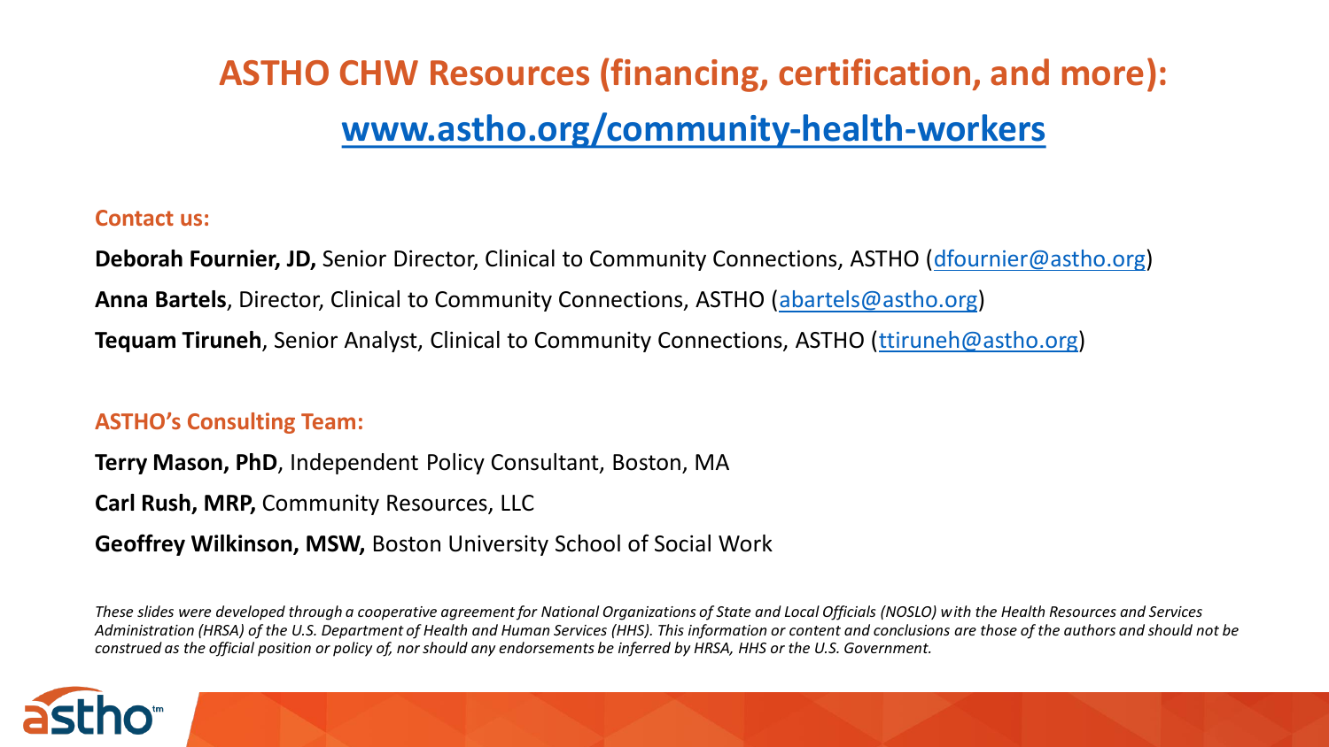# ASTHO CHW Resources (financing, certification, and more): www.astho.org/community-health-workers

**Contact us:**

**Deborah Fournier, JD,** Senior Director, Clinical to Community Connections, ASTHO (dfournier@astho.org)

**Anna Bartels**, Director, Clinical to Community Connections, ASTHO (abartels@astho.org)

**Tequam Tiruneh**, Senior Analyst, Clinical to Community Connections, ASTHO (ttiruneh@astho.org)

**ASTHO's Consulting Team:**

**Terry Mason, PhD**, Independent Policy Consultant, Boston, MA

**Carl Rush, MRP,** Community Resources, LLC

**Geoffrey Wilkinson, MSW,** Boston University School of Social Work

*These slides were developed through a cooperative agreement for National Organizations of State and Local Officials (NOSLO) with the Health Resources and Services Administration (HRSA) of the U.S. Department of Health and Human Services (HHS). This information or content and conclusions are those of the authors and should not be construed as the official position or policy of, nor should any endorsements be inferred by HRSA, HHS or the U.S. Government.*